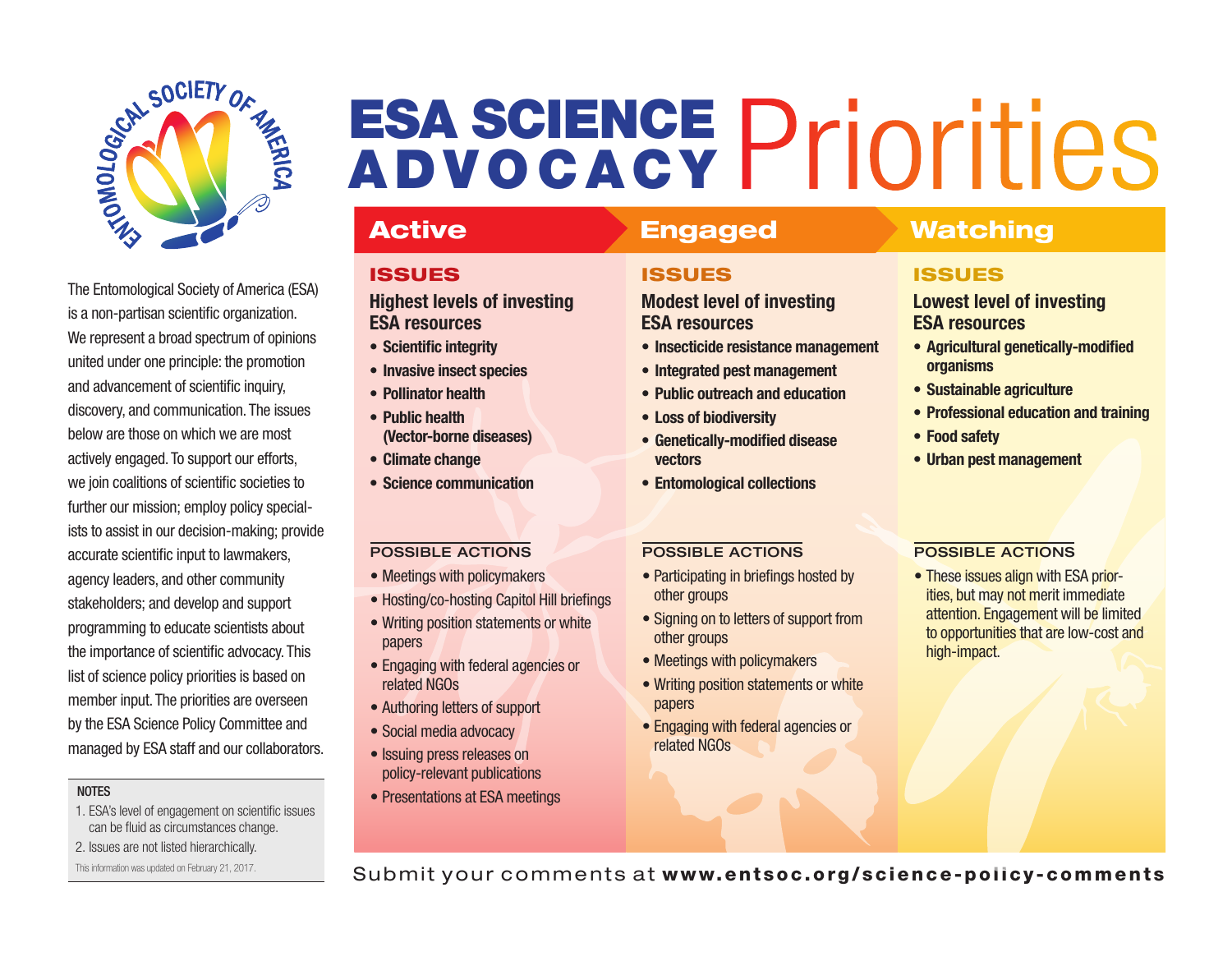# ESA SCIENCE ADVOCACY Priorities

The Entomological Society of America (ESA) is a non-partisan scientific organization. We represent a broad spectrum of opinions united under one principle: the promotion and advancement of scientific inquiry, discovery, and communication. The issues below are those on which we are most actively engaged. To support our efforts, we join coalitions of scientific societies to further our mission; employ policy specialists to assist in our decision-making; provide accurate scientific input to lawmakers, agency leaders, and other community stakeholders; and develop and support programming to educate scientists about the importance of scientific advocacy. This list of science policy priorities is based on member input. The priorities are overseen by the ESA Science Policy Committee and managed by ESA staff and our collaborators.

**NOTES**

1. ESA's level of engagement on scientific issues can be fluid as circumstances change.
2. Issues are not listed hierarchically.

This information was updated on February 21, 2017.

## Active

### ISSUES

**Highest levels of investing ESA resources**

- **Scientific integrity**
- **Invasive insect species**
- **Pollinator health**
- **Public health (Vector-borne diseases)**
- **Climate change**
- **Science communication**

### POSSIBLE ACTIONS

- Meetings with policymakers
- Hosting/co-hosting Capitol Hill briefings
- Writing position statements or white papers
- Engaging with federal agencies or related NGOs
- Authoring letters of support
- Social media advocacy
- Issuing press releases on policy-relevant publications
- Presentations at ESA meetings

## Engaged

### ISSUES

**Modest level of investing ESA resources**

- **Insecticide resistance management**
- **Integrated pest management**
- **Public outreach and education**
- **Loss of biodiversity**
- **Genetically-modified disease vectors**
- **Entomological collections**

### POSSIBLE ACTIONS

- Participating in briefings hosted by other groups
- Signing on to letters of support from other groups
- Meetings with policymakers
- Writing position statements or white papers
- Engaging with federal agencies or related NGOs

## Watching

### ISSUES

**Lowest level of investing ESA resources**

- **Agricultural genetically-modified organisms**
- **Sustainable agriculture**
- **Professional education and training**
- **Food safety**
- **Urban pest management**

### POSSIBLE ACTIONS

- These issues align with ESA priorities, but may not merit immediate attention. Engagement will be limited to opportunities that are low-cost and high-impact.

Submit your comments at **www.entsoc.org/science-policy-comments**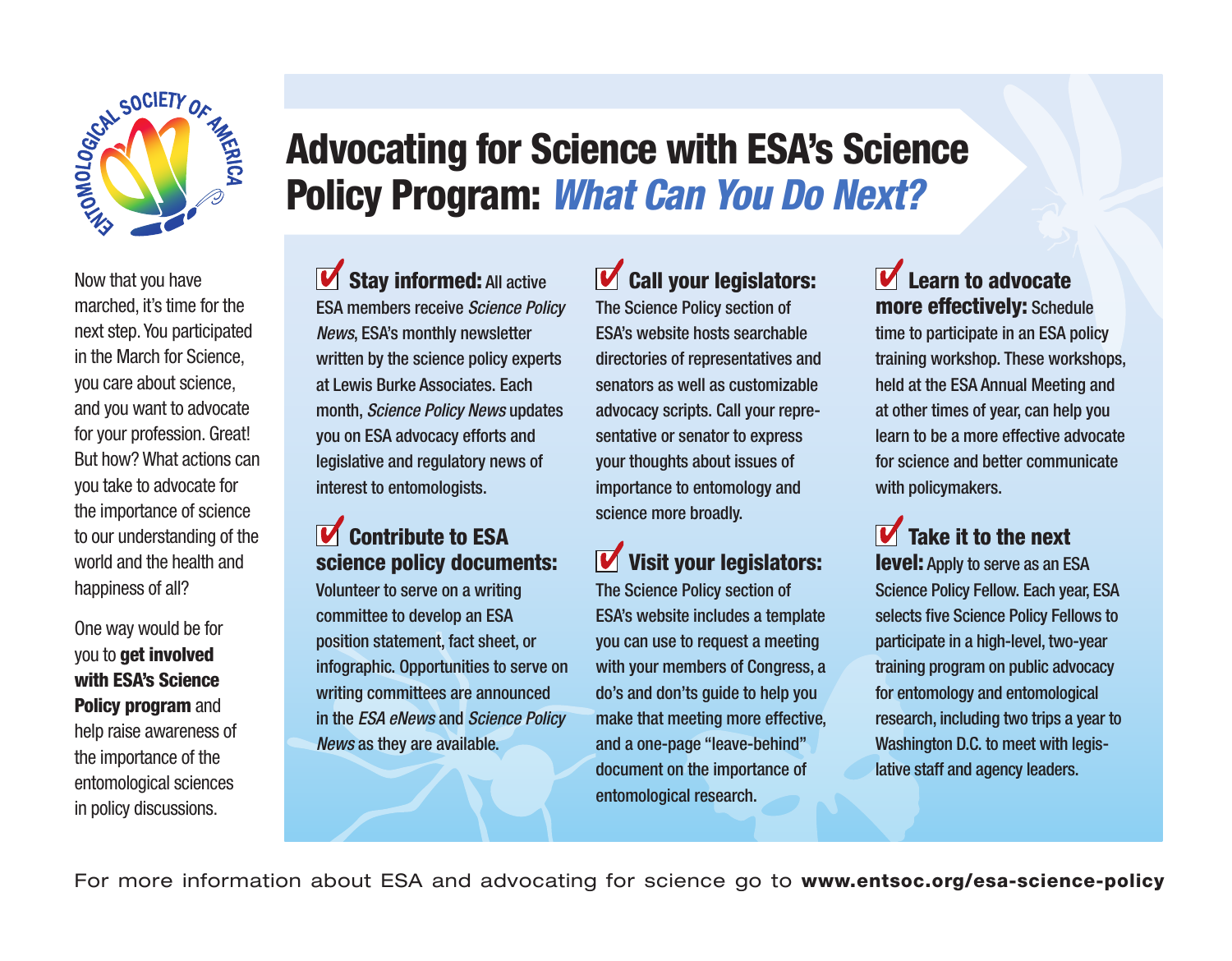# Advocating for Science with ESA's Science Policy Program: *What Can You Do Next?*

Now that you have marched, it's time for the next step. You participated in the March for Science, you care about science, and you want to advocate for your profession. Great! But how? What actions can you take to advocate for the importance of science to our understanding of the world and the health and happiness of all?

One way would be for you to **get involved with ESA's Science Policy program** and help raise awareness of the importance of the entomological sciences in policy discussions.

- **Stay informed:** All active ESA members receive *Science Policy News*, ESA's monthly newsletter written by the science policy experts at Lewis Burke Associates. Each month, *Science Policy News* updates you on ESA advocacy efforts and legislative and regulatory news of interest to entomologists.

- **Contribute to ESA science policy documents:** Volunteer to serve on a writing committee to develop an ESA position statement, fact sheet, or infographic. Opportunities to serve on writing committees are announced in the *ESA eNews* and *Science Policy News* as they are available.

- **Call your legislators:** The Science Policy section of ESA's website hosts searchable directories of representatives and senators as well as customizable advocacy scripts. Call your representative or senator to express your thoughts about issues of importance to entomology and science more broadly.

- **Visit your legislators:** The Science Policy section of ESA's website includes a template you can use to request a meeting with your members of Congress, a do's and don'ts guide to help you make that meeting more effective, and a one-page "leave-behind" document on the importance of entomological research.

- **Learn to advocate more effectively:** Schedule time to participate in an ESA policy training workshop. These workshops, held at the ESA Annual Meeting and at other times of year, can help you learn to be a more effective advocate for science and better communicate with policymakers.

- **Take it to the next level:** Apply to serve as an ESA Science Policy Fellow. Each year, ESA selects five Science Policy Fellows to participate in a high-level, two-year training program on public advocacy for entomology and entomological research, including two trips a year to Washington D.C. to meet with legislative staff and agency leaders.

For more information about ESA and advocating for science go to **www.entsoc.org/esa-science-policy**